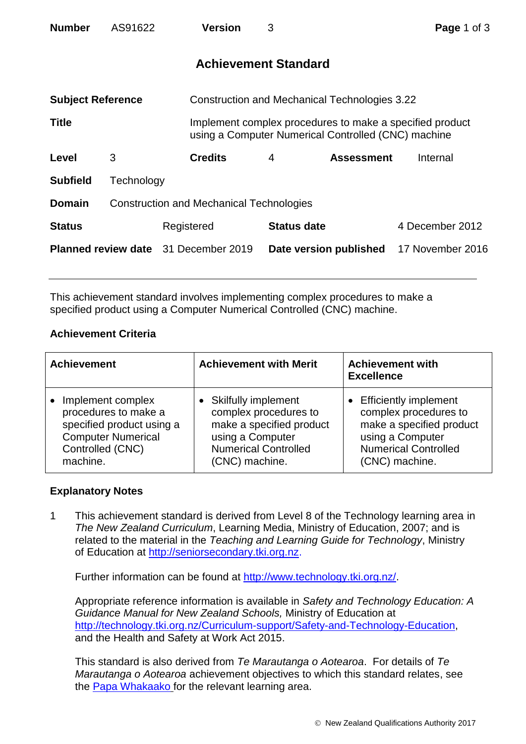| **Number** | AS91622 | **Version** | 3 |
|---|---|---|---|

# Achievement Standard

| | | | | | |
|---|---|---|---|---|---|
| **Subject Reference** | Construction and Mechanical Technologies 3.22 | | | | |
| **Title** | Implement complex procedures to make a specified product using a Computer Numerical Controlled (CNC) machine | | | | |
| **Level** | 3 | **Credits** | 4 | **Assessment** | Internal |
| **Subfield** | Technology | | | | |
| **Domain** | Construction and Mechanical Technologies | | | | |
| **Status** | Registered | **Status date** | 4 December 2012 | | |
| **Planned review date** | 31 December 2019 | **Date version published** | 17 November 2016 | | |

This achievement standard involves implementing complex procedures to make a specified product using a Computer Numerical Controlled (CNC) machine.

## Achievement Criteria

| Achievement | Achievement with Merit | Achievement with Excellence |
|---|---|---|
| • Implement complex procedures to make a specified product using a Computer Numerical Controlled (CNC) machine. | • Skilfully implement complex procedures to make a specified product using a Computer Numerical Controlled (CNC) machine. | • Efficiently implement complex procedures to make a specified product using a Computer Numerical Controlled (CNC) machine. |

## Explanatory Notes

1. This achievement standard is derived from Level 8 of the Technology learning area in *The New Zealand Curriculum*, Learning Media, Ministry of Education, 2007; and is related to the material in the *Teaching and Learning Guide for Technology*, Ministry of Education at http://seniorsecondary.tki.org.nz.

   Further information can be found at http://www.technology.tki.org.nz/.

   Appropriate reference information is available in *Safety and Technology Education: A Guidance Manual for New Zealand Schools,* Ministry of Education at http://technology.tki.org.nz/Curriculum-support/Safety-and-Technology-Education, and the Health and Safety at Work Act 2015.

   This standard is also derived from *Te Marautanga o Aotearoa*. For details of *Te Marautanga o Aotearoa* achievement objectives to which this standard relates, see the Papa Whakaako for the relevant learning area.

© New Zealand Qualifications Authority 2017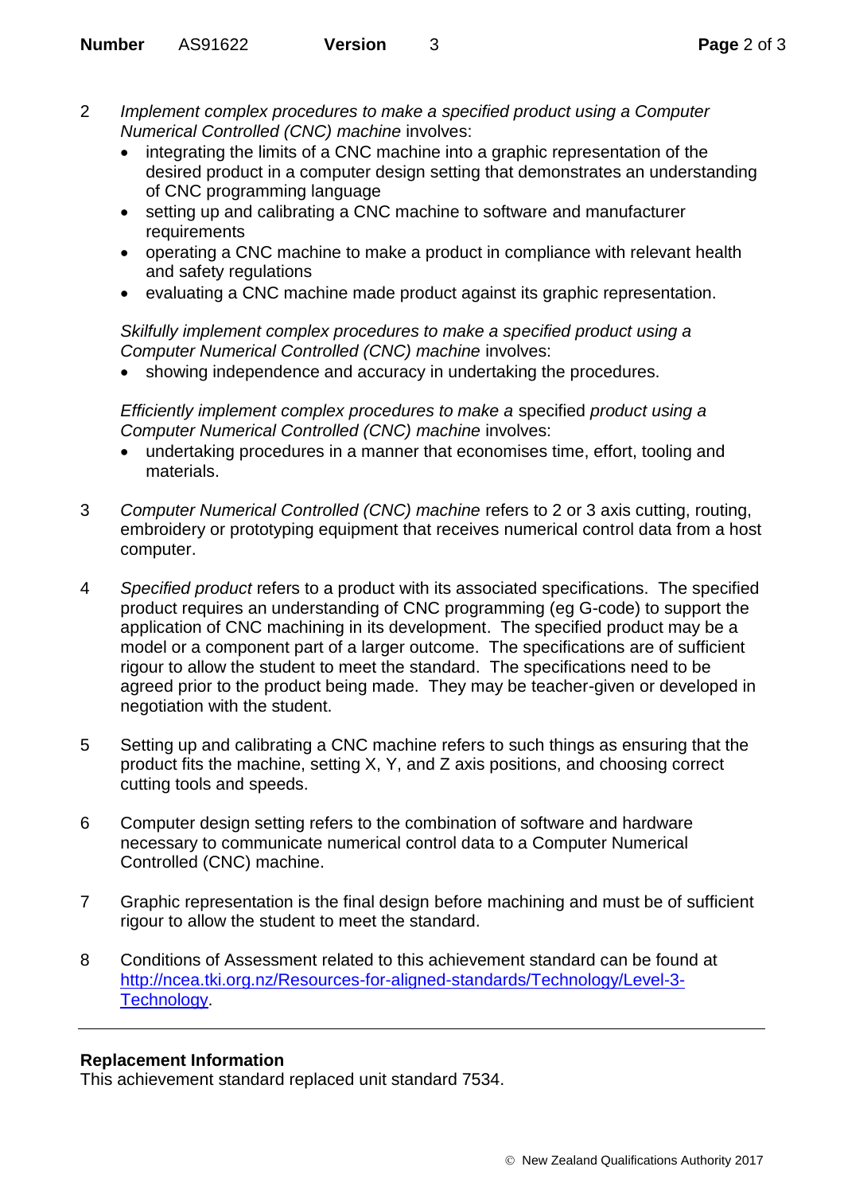2 *Implement complex procedures to make a specified product using a Computer Numerical Controlled (CNC) machine* involves:

- integrating the limits of a CNC machine into a graphic representation of the desired product in a computer design setting that demonstrates an understanding of CNC programming language
- setting up and calibrating a CNC machine to software and manufacturer requirements
- operating a CNC machine to make a product in compliance with relevant health and safety regulations
- evaluating a CNC machine made product against its graphic representation.

*Skilfully implement complex procedures to make a specified product using a Computer Numerical Controlled (CNC) machine* involves:

- showing independence and accuracy in undertaking the procedures.

*Efficiently implement complex procedures to make a* specified *product using a Computer Numerical Controlled (CNC) machine* involves:

- undertaking procedures in a manner that economises time, effort, tooling and materials.

3 *Computer Numerical Controlled (CNC) machine* refers to 2 or 3 axis cutting, routing, embroidery or prototyping equipment that receives numerical control data from a host computer.

4 *Specified product* refers to a product with its associated specifications. The specified product requires an understanding of CNC programming (eg G-code) to support the application of CNC machining in its development. The specified product may be a model or a component part of a larger outcome. The specifications are of sufficient rigour to allow the student to meet the standard. The specifications need to be agreed prior to the product being made. They may be teacher-given or developed in negotiation with the student.

5 Setting up and calibrating a CNC machine refers to such things as ensuring that the product fits the machine, setting X, Y, and Z axis positions, and choosing correct cutting tools and speeds.

6 Computer design setting refers to the combination of software and hardware necessary to communicate numerical control data to a Computer Numerical Controlled (CNC) machine.

7 Graphic representation is the final design before machining and must be of sufficient rigour to allow the student to meet the standard.

8 Conditions of Assessment related to this achievement standard can be found at [http://ncea.tki.org.nz/Resources-for-aligned-standards/Technology/Level-3-Technology](http://ncea.tki.org.nz/Resources-for-aligned-standards/Technology/Level-3-Technology).

---

**Replacement Information**

This achievement standard replaced unit standard 7534.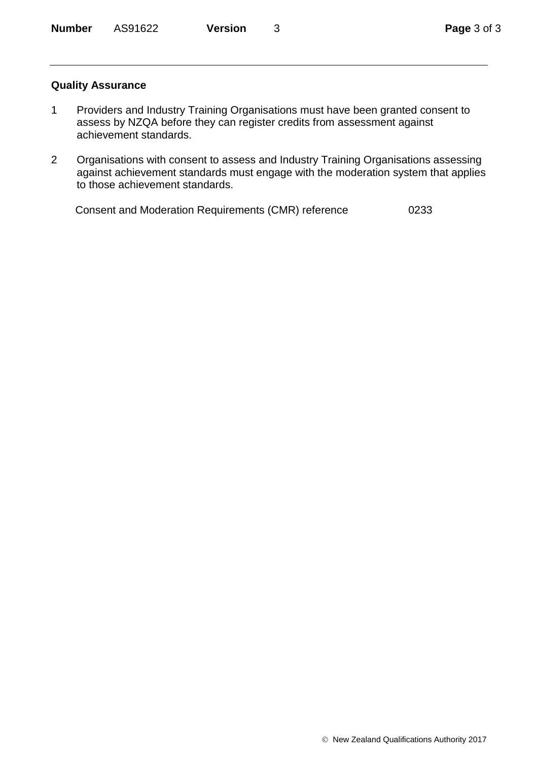**Quality Assurance**

1. Providers and Industry Training Organisations must have been granted consent to assess by NZQA before they can register credits from assessment against achievement standards.

2. Organisations with consent to assess and Industry Training Organisations assessing against achievement standards must engage with the moderation system that applies to those achievement standards.

| | |
|---|---|
| Consent and Moderation Requirements (CMR) reference | 0233 |

© New Zealand Qualifications Authority 2017